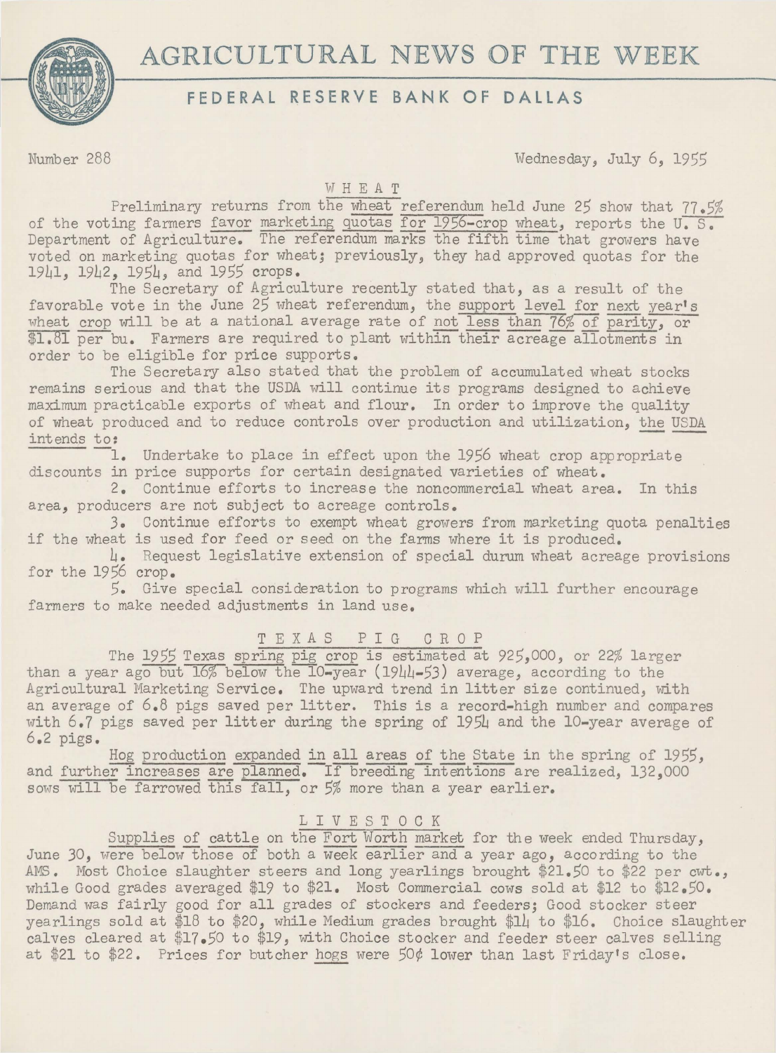# AGRICULTURAL NEWS OF THE WEEK

## FEDERAL RESERVE BANK OF DALLAS

Number 288 Wednesday, July 6, 1955

### WHEAT

Preliminary returns from the wheat referendum held June 25 show that 77.5% of the voting farmers favor marketing quotas for 1956-crop wheat, reports the U. S. Department of Agriculture. The referendum marks the fifth time that growers have voted on marketing quotas for wheat; previously, they had approved quotas for the 1941, 1942, 1954, and 1955 crops.

The Secretary of Agriculture recently stated that, as a result of the favorable vote in the June 25 wheat referendum, the support level for next year's wheat crop will be at a national average rate of not less than 76% of parity, or $1.81 per bu. Farmers are required to plant within their acreage allotments in order to be eligible for price supports.

The Secretary also stated that the problem of accumulated wheat stocks remains serious and that the USDA will continue its programs designed to achieve maximum practicable exports of wheat and flour. In order to improve the quality of wheat produced and to reduce controls over production and utilization, the USDA intends to:

1. Undertake to place in effect upon the 1956 wheat crop appropriate discounts in price supports for certain designated varieties of wheat.
2. Continue efforts to increase the noncommercial wheat area. In this area, producers are not subject to acreage controls.
3. Continue efforts to exempt wheat growers from marketing quota penalties if the wheat is used for feed or seed on the farms where it is produced.
4. Request legislative extension of special durum wheat acreage provisions for the 1956 crop.
5. Give special consideration to programs which will further encourage farmers to make needed adjustments in land use.

### TEXAS PIG CROP

The 1955 Texas spring pig crop is estimated at 925,000, or 22% larger than a year ago but 16% below the 10-year (1944-53) average, according to the Agricultural Marketing Service. The upward trend in litter size continued, with an average of 6.8 pigs saved per litter. This is a record-high number and compares with 6.7 pigs saved per litter during the spring of 1954 and the 10-year average of 6.2 pigs.

Hog production expanded in all areas of the State in the spring of 1955, and further increases are planned. If breeding intentions are realized, 132,000 sows will be farrowed this fall, or 5% more than a year earlier.

### LIVESTOCK

Supplies of cattle on the Fort Worth market for the week ended Thursday, June 30, were below those of both a week earlier and a year ago, according to the AMS. Most Choice slaughter steers and long yearlings brought $21.50 to $22 per cwt., while Good grades averaged $19 to $21. Most Commercial cows sold at $12 to $12.50. Demand was fairly good for all grades of stockers and feeders; Good stocker steer yearlings sold at $18 to $20, while Medium grades brought $14 to $16. Choice slaughter calves cleared at $17.50 to $19, with Choice stocker and feeder steer calves selling at $21 to $22. Prices for butcher hogs were 50¢ lower than last Friday's close.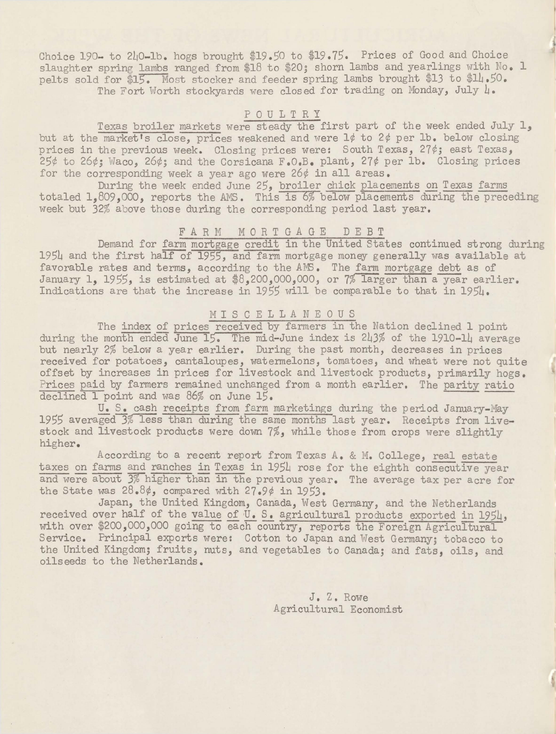Choice 190- to 240-lb. hogs brought \$19.50 to \$19.75. Prices of Good and Choice slaughter spring lambs ranged from \$18 to \$20; shorn lambs and yearlings with No. 1 pelts sold for \$15. Most stocker and feeder spring lambs brought \$13 to \$14.50.

The Fort Worth stockyards were closed for trading on Monday, July 4.

## POULTRY

Texas broiler markets were steady the first part of the week ended July 1, but at the market's close, prices weakened and were 1¢ to 2¢ per lb. below closing prices in the previous week. Closing prices were: South Texas, 27¢; east Texas, 25¢ to 26¢; Waco, 26¢; and the Corsicana F.O.B. plant, 27¢ per lb. Closing prices for the corresponding week a year ago were 26¢ in all areas.

During the week ended June 25, broiler chick placements on Texas farms totaled 1,809,000, reports the AMS. This is 6% below placements during the preceding week but 32% above those during the corresponding period last year.

## FARM MORTGAGE DEBT

Demand for farm mortgage credit in the United States continued strong during 1954 and the first half of 1955, and farm mortgage money generally was available at favorable rates and terms, according to the AMS. The farm mortgage debt as of January 1, 1955, is estimated at \$8,200,000,000, or 7% larger than a year earlier. Indications are that the increase in 1955 will be comparable to that in 1954.

## MISCELLANEOUS

The index of prices received by farmers in the Nation declined 1 point during the month ended June 15. The mid-June index is 243% of the 1910-14 average but nearly 2% below a year earlier. During the past month, decreases in prices received for potatoes, cantaloupes, watermelons, tomatoes, and wheat were not quite offset by increases in prices for livestock and livestock products, primarily hogs. Prices paid by farmers remained unchanged from a month earlier. The parity ratio declined 1 point and was 86% on June 15.

U. S. cash receipts from farm marketings during the period January-May 1955 averaged 3% less than during the same months last year. Receipts from livestock and livestock products were down 7%, while those from crops were slightly higher.

According to a recent report from Texas A. & M. College, real estate taxes on farms and ranches in Texas in 1954 rose for the eighth consecutive year and were about 3% higher than in the previous year. The average tax per acre for the State was 28.8¢, compared with 27.9¢ in 1953.

Japan, the United Kingdom, Canada, West Germany, and the Netherlands received over half of the value of U. S. agricultural products exported in 1954, with over \$200,000,000 going to each country, reports the Foreign Agricultural Service. Principal exports were: Cotton to Japan and West Germany; tobacco to the United Kingdom; fruits, nuts, and vegetables to Canada; and fats, oils, and oilseeds to the Netherlands.

J. Z. Rowe
Agricultural Economist